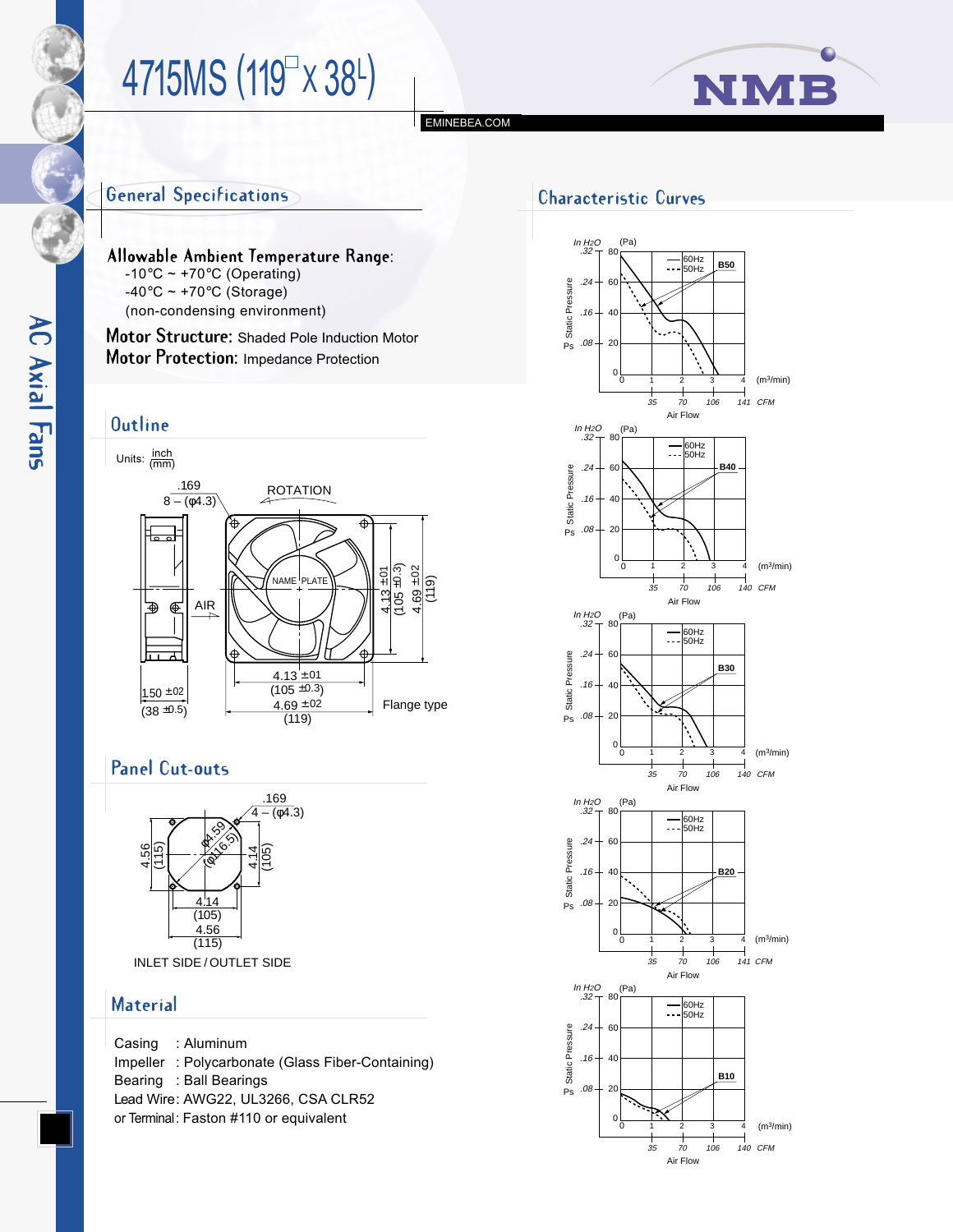# 4715MS (119□ x 38L)

NMB

EMINEBEA.COM

AC Axial Fans

## General Specifications

**Allowable Ambient Temperature Range:**
-10°C ~ +70°C (Operating)
-40°C ~ +70°C (Storage)
(non-condensing environment)

**Motor Structure:** Shaded Pole Induction Motor

**Motor Protection:** Impedance Protection

## Outline

Units: inch (mm)

.169
8 – (φ4.3)

ROTATION

AIR

NAME PLATE

4.13 ±.01 (105 ±0.3)
4.69 ±.02 (119)

1.50 ±.02 (38 ±0.5)

4.13 ±.01 (105 ±0.3)
4.69 ±.02 (119)

Flange type

## Panel Cut-outs

.169
4 – (φ4.3)

φ4.59 (φ116.5)

4.56 (115)
4.14 (105)

4.14 (105)
4.56 (115)

INLET SIDE / OUTLET SIDE

## Material

Casing : Aluminum
Impeller : Polycarbonate (Glass Fiber-Containing)
Bearing : Ball Bearings
Lead Wire: AWG22, UL3266, CSA CLR52
or Terminal: Faston #110 or equivalent

## Characteristic Curves

B50 — Static Pressure Ps (In $H_2O$ / Pa) vs. Air Flow ($m^3$/min / CFM); 60Hz (solid), 50Hz (dashed)

B40 — Static Pressure Ps (In $H_2O$ / Pa) vs. Air Flow ($m^3$/min / CFM); 60Hz (solid), 50Hz (dashed)

B30 — Static Pressure Ps (In $H_2O$ / Pa) vs. Air Flow ($m^3$/min / CFM); 60Hz (solid), 50Hz (dashed)

B20 — Static Pressure Ps (In $H_2O$ / Pa) vs. Air Flow ($m^3$/min / CFM); 60Hz (solid), 50Hz (dashed)

B10 — Static Pressure Ps (In $H_2O$ / Pa) vs. Air Flow ($m^3$/min / CFM); 60Hz (solid), 50Hz (dashed)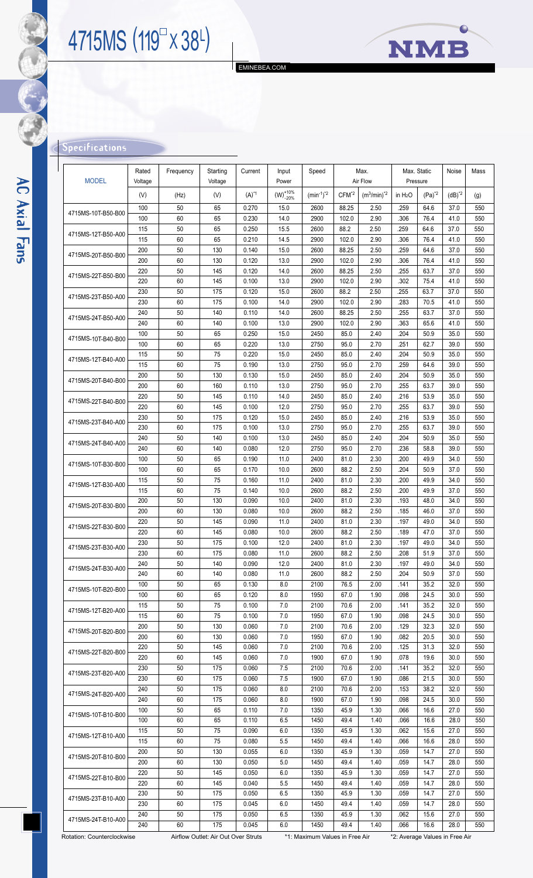# 4715MS (119□ x 38L)

EMINEBEA.COM

## Specifications

| MODEL | Rated Voltage | Frequency | Starting Voltage | Current | Input Power | Speed | Max. Air Flow | | Max. Static Pressure | | Noise | Mass |
|---|---|---|---|---|---|---|---|---|---|---|---|---|
| | (V) | (Hz) | (V) | (A)*1 | $(W)^{+10\%}_{-20\%}$ | $(min^{-1})$*2 | CFM*2 | $(m^3/min)$*2 | in $H_2O$ | (Pa)*2 | (dB)*2 | (g) |
| 4715MS-10T-B50-B00 | 100 | 50 | 65 | 0.270 | 15.0 | 2600 | 88.25 | 2.50 | .259 | 64.6 | 37.0 | 550 |
| | 100 | 60 | 65 | 0.230 | 14.0 | 2900 | 102.0 | 2.90 | .306 | 76.4 | 41.0 | 550 |
| 4715MS-12T-B50-A00 | 115 | 50 | 65 | 0.250 | 15.5 | 2600 | 88.2 | 2.50 | .259 | 64.6 | 37.0 | 550 |
| | 115 | 60 | 65 | 0.210 | 14.5 | 2900 | 102.0 | 2.90 | .306 | 76.4 | 41.0 | 550 |
| 4715MS-20T-B50-B00 | 200 | 50 | 130 | 0.140 | 15.0 | 2600 | 88.25 | 2.50 | .259 | 64.6 | 37.0 | 550 |
| | 200 | 60 | 130 | 0.120 | 13.0 | 2900 | 102.0 | 2.90 | .306 | 76.4 | 41.0 | 550 |
| 4715MS-22T-B50-B00 | 220 | 50 | 145 | 0.120 | 14.0 | 2600 | 88.25 | 2.50 | .255 | 63.7 | 37.0 | 550 |
| | 220 | 60 | 145 | 0.100 | 13.0 | 2900 | 102.0 | 2.90 | .302 | 75.4 | 41.0 | 550 |
| 4715MS-23T-B50-A00 | 230 | 50 | 175 | 0.120 | 15.0 | 2600 | 88.2 | 2.50 | .255 | 63.7 | 37.0 | 550 |
| | 230 | 60 | 175 | 0.100 | 14.0 | 2900 | 102.0 | 2.90 | .283 | 70.5 | 41.0 | 550 |
| 4715MS-24T-B50-A00 | 240 | 50 | 140 | 0.110 | 14.0 | 2600 | 88.25 | 2.50 | .255 | 63.7 | 37.0 | 550 |
| | 240 | 60 | 140 | 0.100 | 13.0 | 2900 | 102.0 | 2.90 | .363 | 65.6 | 41.0 | 550 |
| 4715MS-10T-B40-B00 | 100 | 50 | 65 | 0.250 | 15.0 | 2450 | 85.0 | 2.40 | .204 | 50.9 | 35.0 | 550 |
| | 100 | 60 | 65 | 0.220 | 13.0 | 2750 | 95.0 | 2.70 | .251 | 62.7 | 39.0 | 550 |
| 4715MS-12T-B40-A00 | 115 | 50 | 75 | 0.220 | 15.0 | 2450 | 85.0 | 2.40 | .204 | 50.9 | 35.0 | 550 |
| | 115 | 60 | 75 | 0.190 | 13.0 | 2750 | 95.0 | 2.70 | .259 | 64.6 | 39.0 | 550 |
| 4715MS-20T-B40-B00 | 200 | 50 | 130 | 0.130 | 15.0 | 2450 | 85.0 | 2.40 | .204 | 50.9 | 35.0 | 550 |
| | 200 | 60 | 160 | 0.110 | 13.0 | 2750 | 95.0 | 2.70 | .255 | 63.7 | 39.0 | 550 |
| 4715MS-22T-B40-B00 | 220 | 50 | 145 | 0.110 | 14.0 | 2450 | 85.0 | 2.40 | .216 | 53.9 | 35.0 | 550 |
| | 220 | 60 | 145 | 0.100 | 12.0 | 2750 | 95.0 | 2.70 | .255 | 63.7 | 39.0 | 550 |
| 4715MS-23T-B40-A00 | 230 | 50 | 175 | 0.120 | 15.0 | 2450 | 85.0 | 2.40 | .216 | 53.9 | 35.0 | 550 |
| | 230 | 60 | 175 | 0.100 | 13.0 | 2750 | 95.0 | 2.70 | .255 | 63.7 | 39.0 | 550 |
| 4715MS-24T-B40-A00 | 240 | 50 | 140 | 0.100 | 13.0 | 2450 | 85.0 | 2.40 | .204 | 50.9 | 35.0 | 550 |
| | 240 | 60 | 140 | 0.080 | 12.0 | 2750 | 95.0 | 2.70 | .236 | 58.8 | 39.0 | 550 |
| 4715MS-10T-B30-B00 | 100 | 50 | 65 | 0.190 | 11.0 | 2400 | 81.0 | 2.30 | .200 | 49.9 | 34.0 | 550 |
| | 100 | 60 | 65 | 0.170 | 10.0 | 2600 | 88.2 | 2.50 | .204 | 50.9 | 37.0 | 550 |
| 4715MS-12T-B30-A00 | 115 | 50 | 75 | 0.160 | 11.0 | 2400 | 81.0 | 2.30 | .200 | 49.9 | 34.0 | 550 |
| | 115 | 60 | 75 | 0.140 | 10.0 | 2600 | 88.2 | 2.50 | .200 | 49.9 | 37.0 | 550 |
| 4715MS-20T-B30-B00 | 200 | 50 | 130 | 0.090 | 10.0 | 2400 | 81.0 | 2.30 | .193 | 48.0 | 34.0 | 550 |
| | 200 | 60 | 130 | 0.080 | 10.0 | 2600 | 88.2 | 2.50 | .185 | 46.0 | 37.0 | 550 |
| 4715MS-22T-B30-B00 | 220 | 50 | 145 | 0.090 | 11.0 | 2400 | 81.0 | 2.30 | .197 | 49.0 | 34.0 | 550 |
| | 220 | 60 | 145 | 0.080 | 10.0 | 2600 | 88.2 | 2.50 | .189 | 47.0 | 37.0 | 550 |
| 4715MS-23T-B30-A00 | 230 | 50 | 175 | 0.100 | 12.0 | 2400 | 81.0 | 2.30 | .197 | 49.0 | 34.0 | 550 |
| | 230 | 60 | 175 | 0.080 | 11.0 | 2600 | 88.2 | 2.50 | .208 | 51.9 | 37.0 | 550 |
| 4715MS-24T-B30-A00 | 240 | 50 | 140 | 0.090 | 12.0 | 2400 | 81.0 | 2.30 | .197 | 49.0 | 34.0 | 550 |
| | 240 | 60 | 140 | 0.080 | 11.0 | 2600 | 88.2 | 2.50 | .204 | 50.9 | 37.0 | 550 |
| 4715MS-10T-B20-B00 | 100 | 50 | 65 | 0.130 | 8.0 | 2100 | 76.5 | 2.00 | .141 | 35.2 | 32.0 | 550 |
| | 100 | 60 | 65 | 0.120 | 8.0 | 1950 | 67.0 | 1.90 | .098 | 24.5 | 30.0 | 550 |
| 4715MS-12T-B20-A00 | 115 | 50 | 75 | 0.100 | 7.0 | 2100 | 70.6 | 2.00 | .141 | 35.2 | 32.0 | 550 |
| | 115 | 60 | 75 | 0.100 | 7.0 | 1950 | 67.0 | 1.90 | .098 | 24.5 | 30.0 | 550 |
| 4715MS-20T-B20-B00 | 200 | 50 | 130 | 0.060 | 7.0 | 2100 | 70.6 | 2.00 | .129 | 32.3 | 32.0 | 550 |
| | 200 | 60 | 130 | 0.060 | 7.0 | 1950 | 67.0 | 1.90 | .082 | 20.5 | 30.0 | 550 |
| 4715MS-22T-B20-B00 | 220 | 50 | 145 | 0.060 | 7.0 | 2100 | 70.6 | 2.00 | .125 | 31.3 | 32.0 | 550 |
| | 220 | 60 | 145 | 0.060 | 7.0 | 1900 | 67.0 | 1.90 | .078 | 19.6 | 30.0 | 550 |
| 4715MS-23T-B20-A00 | 230 | 50 | 175 | 0.060 | 7.5 | 2100 | 70.6 | 2.00 | .141 | 35.2 | 32.0 | 550 |
| | 230 | 60 | 175 | 0.060 | 7.5 | 1900 | 67.0 | 1.90 | .086 | 21.5 | 30.0 | 550 |
| 4715MS-24T-B20-A00 | 240 | 50 | 175 | 0.060 | 8.0 | 2100 | 70.6 | 2.00 | .153 | 38.2 | 32.0 | 550 |
| | 240 | 60 | 175 | 0.060 | 8.0 | 1900 | 67.0 | 1.90 | .098 | 24.5 | 30.0 | 550 |
| 4715MS-10T-B10-B00 | 100 | 50 | 65 | 0.110 | 7.0 | 1350 | 45.9 | 1.30 | .066 | 16.6 | 27.0 | 550 |
| | 100 | 60 | 65 | 0.110 | 6.5 | 1450 | 49.4 | 1.40 | .066 | 16.6 | 28.0 | 550 |
| 4715MS-12T-B10-A00 | 115 | 50 | 75 | 0.090 | 6.0 | 1350 | 45.9 | 1.30 | .062 | 15.6 | 27.0 | 550 |
| | 115 | 60 | 75 | 0.080 | 5.5 | 1450 | 49.4 | 1.40 | .066 | 16.6 | 28.0 | 550 |
| 4715MS-20T-B10-B00 | 200 | 50 | 130 | 0.055 | 6.0 | 1350 | 45.9 | 1.30 | .059 | 14.7 | 27.0 | 550 |
| | 200 | 60 | 130 | 0.050 | 5.0 | 1450 | 49.4 | 1.40 | .059 | 14.7 | 28.0 | 550 |
| 4715MS-22T-B10-B00 | 220 | 50 | 145 | 0.050 | 6.0 | 1350 | 45.9 | 1.30 | .059 | 14.7 | 27.0 | 550 |
| | 220 | 60 | 145 | 0.040 | 5.5 | 1450 | 49.4 | 1.40 | .059 | 14.7 | 28.0 | 550 |
| 4715MS-23T-B10-A00 | 230 | 50 | 175 | 0.050 | 6.5 | 1350 | 45.9 | 1.30 | .059 | 14.7 | 27.0 | 550 |
| | 230 | 60 | 175 | 0.045 | 6.0 | 1450 | 49.4 | 1.40 | .059 | 14.7 | 28.0 | 550 |
| 4715MS-24T-B10-A00 | 240 | 50 | 175 | 0.050 | 6.5 | 1350 | 45.9 | 1.30 | .062 | 15.6 | 27.0 | 550 |
| | 240 | 60 | 175 | 0.045 | 6.0 | 1450 | 49.4 | 1.40 | .066 | 16.6 | 28.0 | 550 |

Rotation: Counterclockwise Airflow Outlet: Air Out Over Struts *1: Maximum Values in Free Air *2: Average Values in Free Air